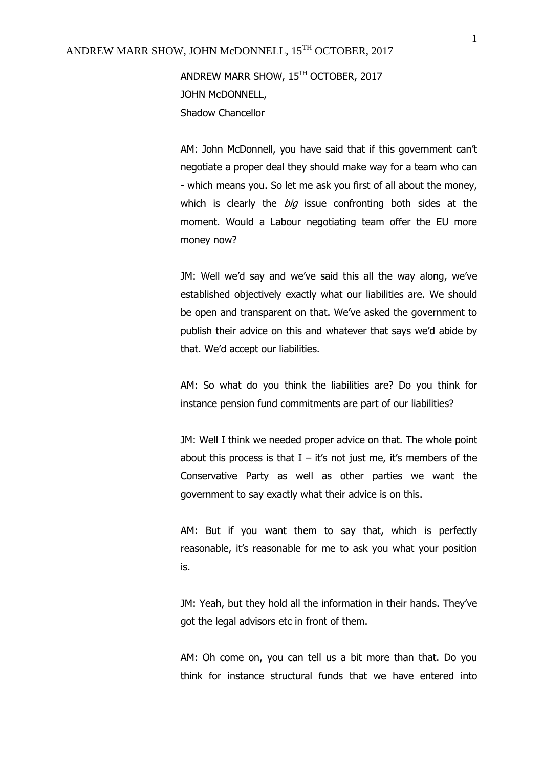ANDREW MARR SHOW, 15TH OCTOBER, 2017
JOHN McDONNELL,
Shadow Chancellor

AM: John McDonnell, you have said that if this government can't negotiate a proper deal they should make way for a team who can - which means you. So let me ask you first of all about the money, which is clearly the *big* issue confronting both sides at the moment. Would a Labour negotiating team offer the EU more money now?

JM: Well we'd say and we've said this all the way along, we've established objectively exactly what our liabilities are. We should be open and transparent on that. We've asked the government to publish their advice on this and whatever that says we'd abide by that. We'd accept our liabilities.

AM: So what do you think the liabilities are? Do you think for instance pension fund commitments are part of our liabilities?

JM: Well I think we needed proper advice on that. The whole point about this process is that I – it's not just me, it's members of the Conservative Party as well as other parties we want the government to say exactly what their advice is on this.

AM: But if you want them to say that, which is perfectly reasonable, it's reasonable for me to ask you what your position is.

JM: Yeah, but they hold all the information in their hands. They've got the legal advisors etc in front of them.

AM: Oh come on, you can tell us a bit more than that. Do you think for instance structural funds that we have entered into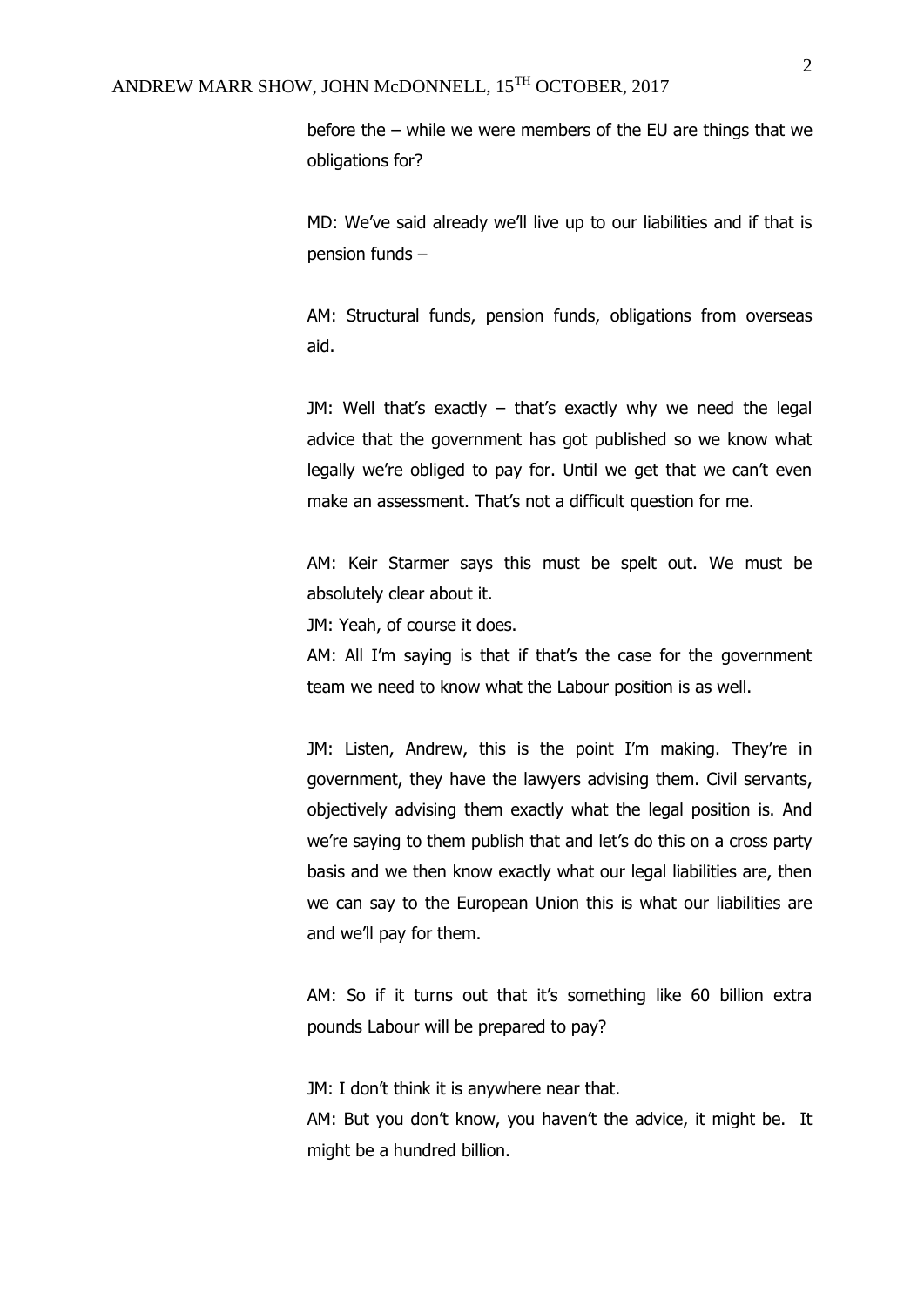before the – while we were members of the EU are things that we obligations for?

MD: We've said already we'll live up to our liabilities and if that is pension funds –

AM: Structural funds, pension funds, obligations from overseas aid.

JM: Well that's exactly – that's exactly why we need the legal advice that the government has got published so we know what legally we're obliged to pay for. Until we get that we can't even make an assessment. That's not a difficult question for me.

AM: Keir Starmer says this must be spelt out. We must be absolutely clear about it.

JM: Yeah, of course it does.

AM: All I'm saying is that if that's the case for the government team we need to know what the Labour position is as well.

JM: Listen, Andrew, this is the point I'm making. They're in government, they have the lawyers advising them. Civil servants, objectively advising them exactly what the legal position is. And we're saying to them publish that and let's do this on a cross party basis and we then know exactly what our legal liabilities are, then we can say to the European Union this is what our liabilities are and we'll pay for them.

AM: So if it turns out that it's something like 60 billion extra pounds Labour will be prepared to pay?

JM: I don't think it is anywhere near that.

AM: But you don't know, you haven't the advice, it might be. It might be a hundred billion.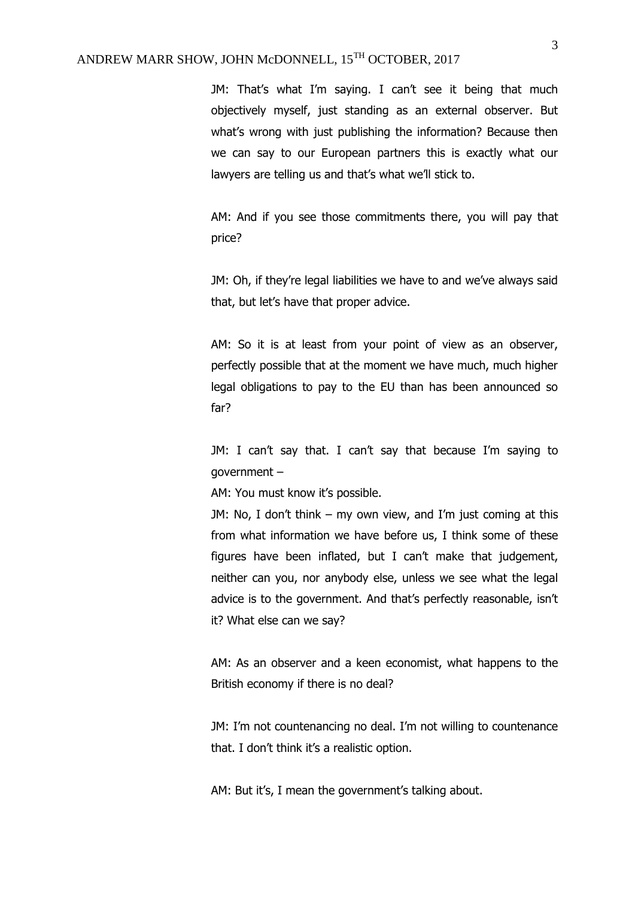JM: That's what I'm saying. I can't see it being that much objectively myself, just standing as an external observer. But what's wrong with just publishing the information? Because then we can say to our European partners this is exactly what our lawyers are telling us and that's what we'll stick to.

AM: And if you see those commitments there, you will pay that price?

JM: Oh, if they're legal liabilities we have to and we've always said that, but let's have that proper advice.

AM: So it is at least from your point of view as an observer, perfectly possible that at the moment we have much, much higher legal obligations to pay to the EU than has been announced so far?

JM: I can't say that. I can't say that because I'm saying to government –

AM: You must know it's possible.

JM: No, I don't think – my own view, and I'm just coming at this from what information we have before us, I think some of these figures have been inflated, but I can't make that judgement, neither can you, nor anybody else, unless we see what the legal advice is to the government. And that's perfectly reasonable, isn't it? What else can we say?

AM: As an observer and a keen economist, what happens to the British economy if there is no deal?

JM: I'm not countenancing no deal. I'm not willing to countenance that. I don't think it's a realistic option.

AM: But it's, I mean the government's talking about.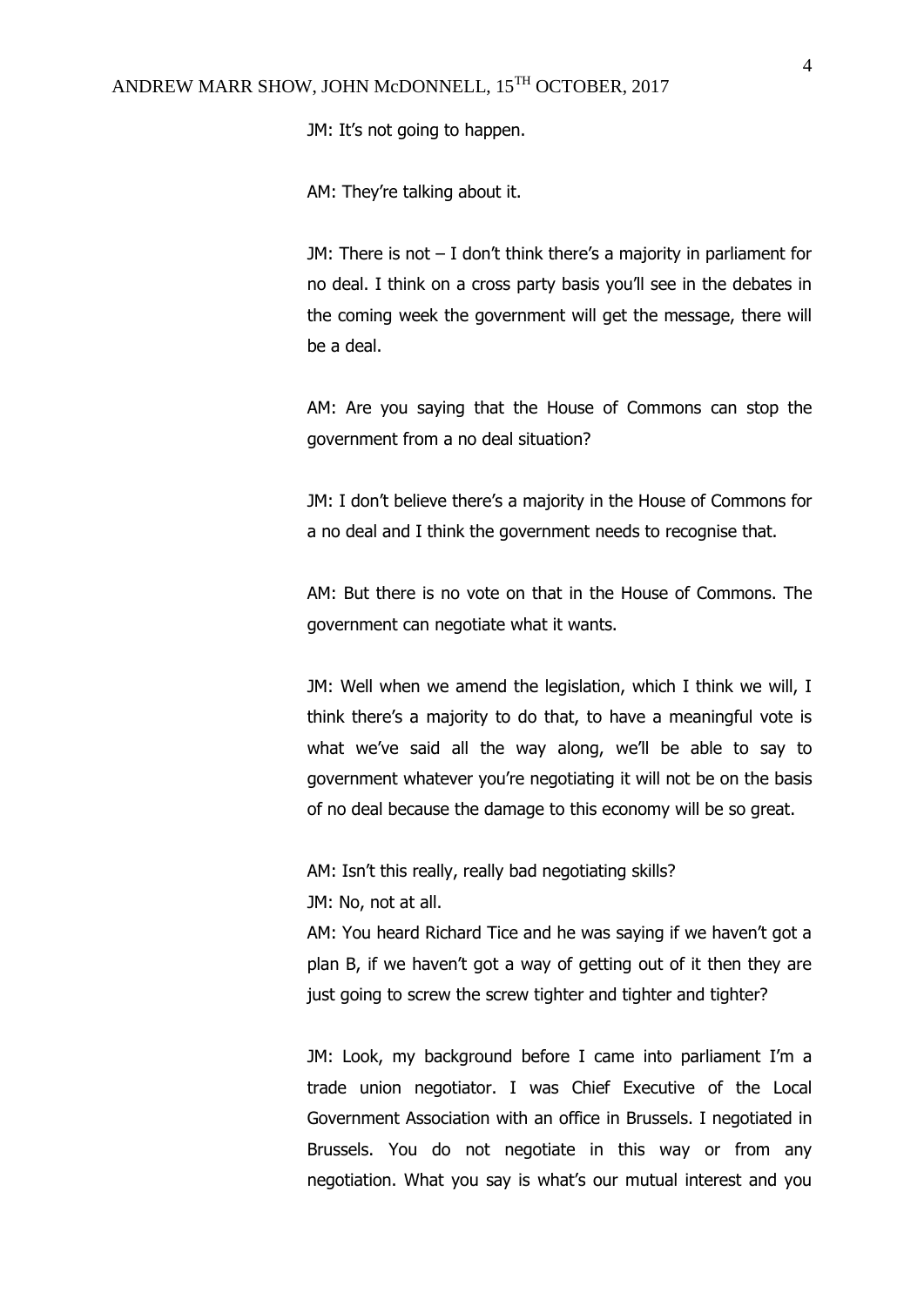JM: It's not going to happen.

AM: They're talking about it.

JM: There is not – I don't think there's a majority in parliament for no deal. I think on a cross party basis you'll see in the debates in the coming week the government will get the message, there will be a deal.

AM: Are you saying that the House of Commons can stop the government from a no deal situation?

JM: I don't believe there's a majority in the House of Commons for a no deal and I think the government needs to recognise that.

AM: But there is no vote on that in the House of Commons. The government can negotiate what it wants.

JM: Well when we amend the legislation, which I think we will, I think there's a majority to do that, to have a meaningful vote is what we've said all the way along, we'll be able to say to government whatever you're negotiating it will not be on the basis of no deal because the damage to this economy will be so great.

AM: Isn't this really, really bad negotiating skills?

JM: No, not at all.

AM: You heard Richard Tice and he was saying if we haven't got a plan B, if we haven't got a way of getting out of it then they are just going to screw the screw tighter and tighter and tighter?

JM: Look, my background before I came into parliament I'm a trade union negotiator. I was Chief Executive of the Local Government Association with an office in Brussels. I negotiated in Brussels. You do not negotiate in this way or from any negotiation. What you say is what's our mutual interest and you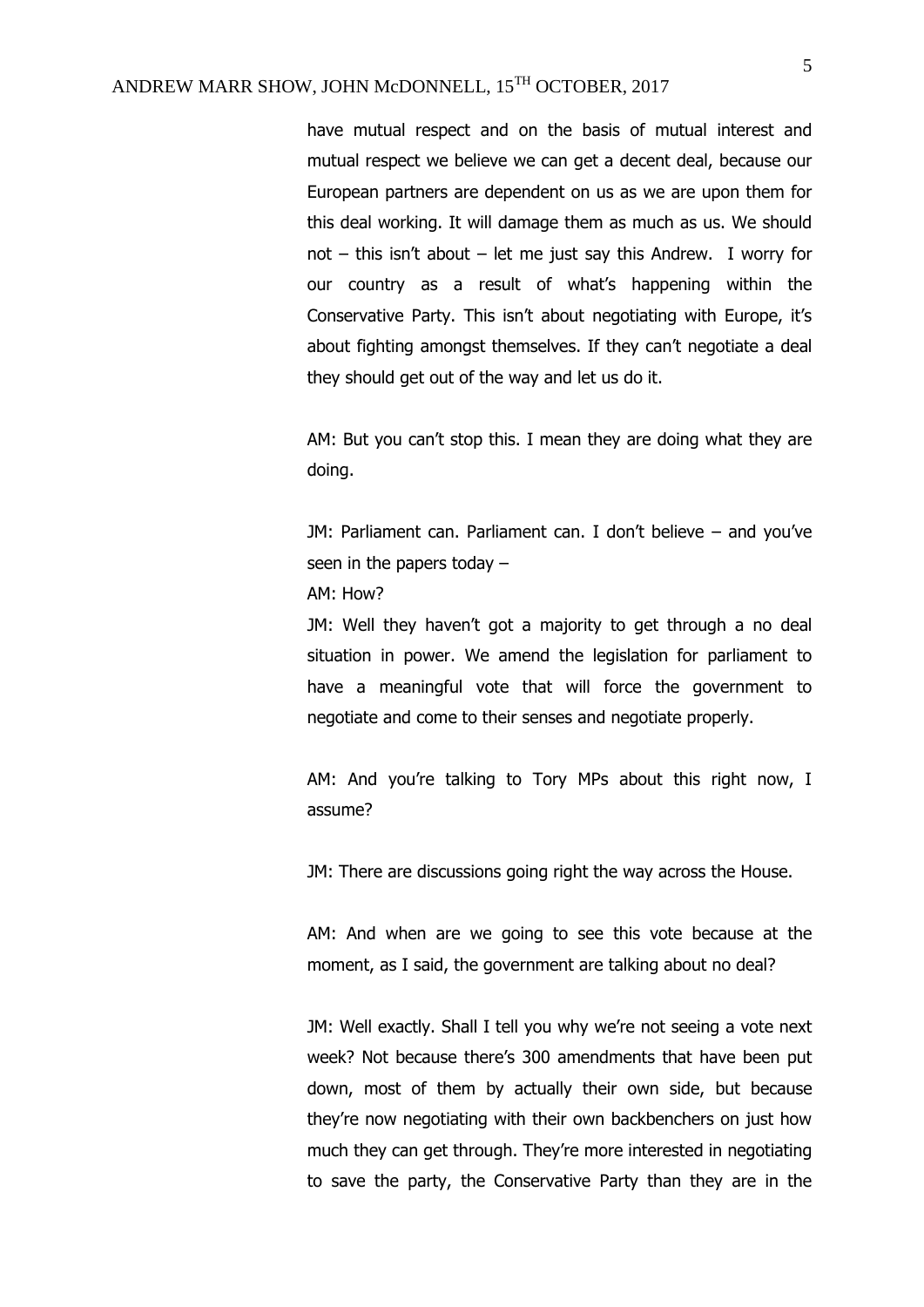have mutual respect and on the basis of mutual interest and mutual respect we believe we can get a decent deal, because our European partners are dependent on us as we are upon them for this deal working. It will damage them as much as us. We should not – this isn't about – let me just say this Andrew. I worry for our country as a result of what's happening within the Conservative Party. This isn't about negotiating with Europe, it's about fighting amongst themselves. If they can't negotiate a deal they should get out of the way and let us do it.

AM: But you can't stop this. I mean they are doing what they are doing.

JM: Parliament can. Parliament can. I don't believe – and you've seen in the papers today –

AM: How?

JM: Well they haven't got a majority to get through a no deal situation in power. We amend the legislation for parliament to have a meaningful vote that will force the government to negotiate and come to their senses and negotiate properly.

AM: And you're talking to Tory MPs about this right now, I assume?

JM: There are discussions going right the way across the House.

AM: And when are we going to see this vote because at the moment, as I said, the government are talking about no deal?

JM: Well exactly. Shall I tell you why we're not seeing a vote next week? Not because there's 300 amendments that have been put down, most of them by actually their own side, but because they're now negotiating with their own backbenchers on just how much they can get through. They're more interested in negotiating to save the party, the Conservative Party than they are in the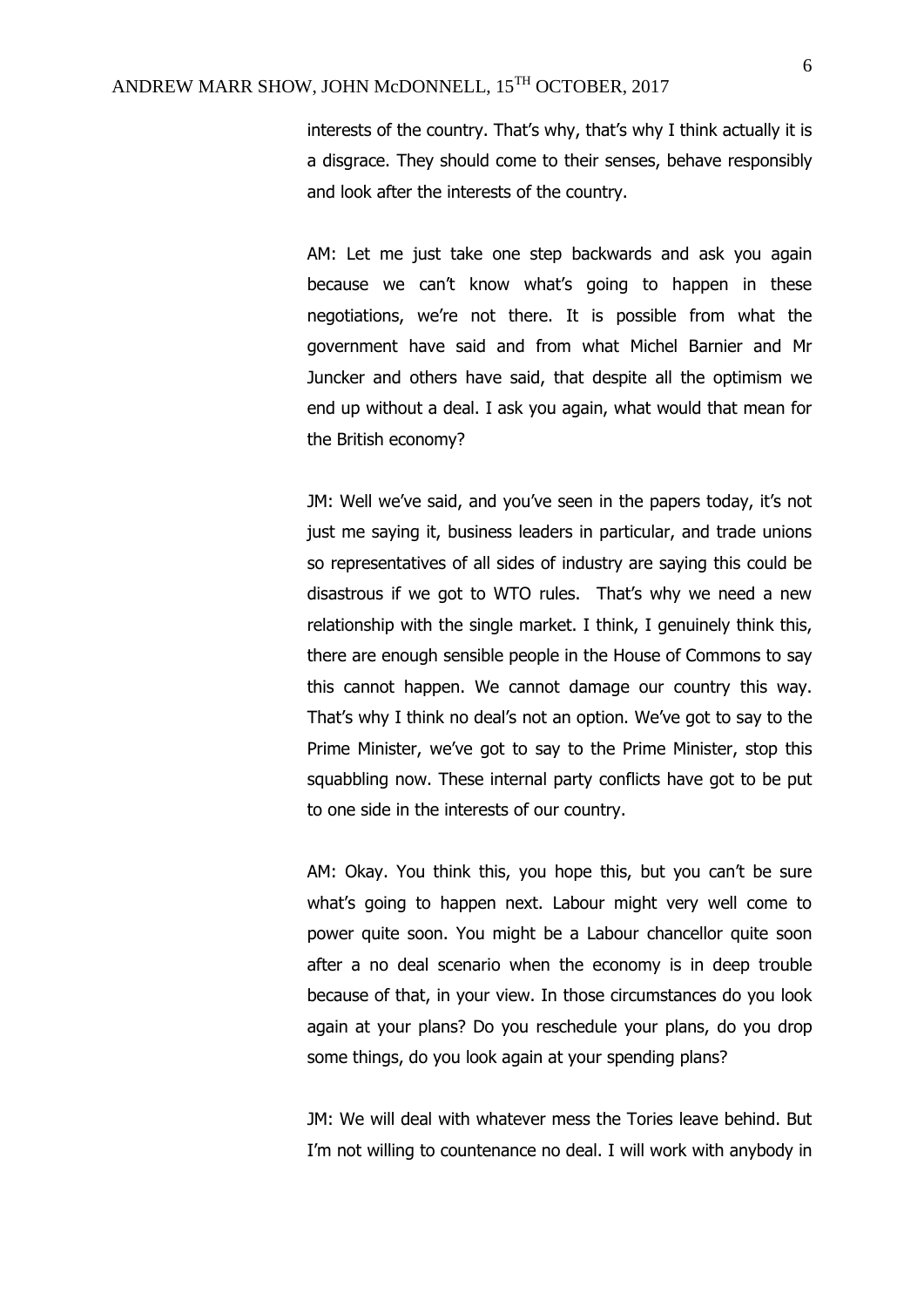interests of the country. That's why, that's why I think actually it is a disgrace. They should come to their senses, behave responsibly and look after the interests of the country.

AM: Let me just take one step backwards and ask you again because we can't know what's going to happen in these negotiations, we're not there. It is possible from what the government have said and from what Michel Barnier and Mr Juncker and others have said, that despite all the optimism we end up without a deal. I ask you again, what would that mean for the British economy?

JM: Well we've said, and you've seen in the papers today, it's not just me saying it, business leaders in particular, and trade unions so representatives of all sides of industry are saying this could be disastrous if we got to WTO rules. That's why we need a new relationship with the single market. I think, I genuinely think this, there are enough sensible people in the House of Commons to say this cannot happen. We cannot damage our country this way. That's why I think no deal's not an option. We've got to say to the Prime Minister, we've got to say to the Prime Minister, stop this squabbling now. These internal party conflicts have got to be put to one side in the interests of our country.

AM: Okay. You think this, you hope this, but you can't be sure what's going to happen next. Labour might very well come to power quite soon. You might be a Labour chancellor quite soon after a no deal scenario when the economy is in deep trouble because of that, in your view. In those circumstances do you look again at your plans? Do you reschedule your plans, do you drop some things, do you look again at your spending plans?

JM: We will deal with whatever mess the Tories leave behind. But I'm not willing to countenance no deal. I will work with anybody in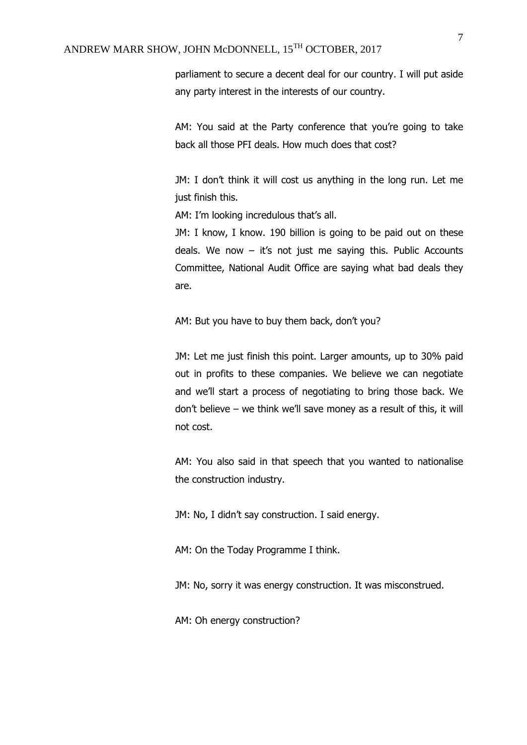parliament to secure a decent deal for our country. I will put aside any party interest in the interests of our country.

AM: You said at the Party conference that you're going to take back all those PFI deals. How much does that cost?

JM: I don't think it will cost us anything in the long run. Let me just finish this.

AM: I'm looking incredulous that's all.

JM: I know, I know. 190 billion is going to be paid out on these deals. We now – it's not just me saying this. Public Accounts Committee, National Audit Office are saying what bad deals they are.

AM: But you have to buy them back, don't you?

JM: Let me just finish this point. Larger amounts, up to 30% paid out in profits to these companies. We believe we can negotiate and we'll start a process of negotiating to bring those back. We don't believe – we think we'll save money as a result of this, it will not cost.

AM: You also said in that speech that you wanted to nationalise the construction industry.

JM: No, I didn't say construction. I said energy.

AM: On the Today Programme I think.

JM: No, sorry it was energy construction. It was misconstrued.

AM: Oh energy construction?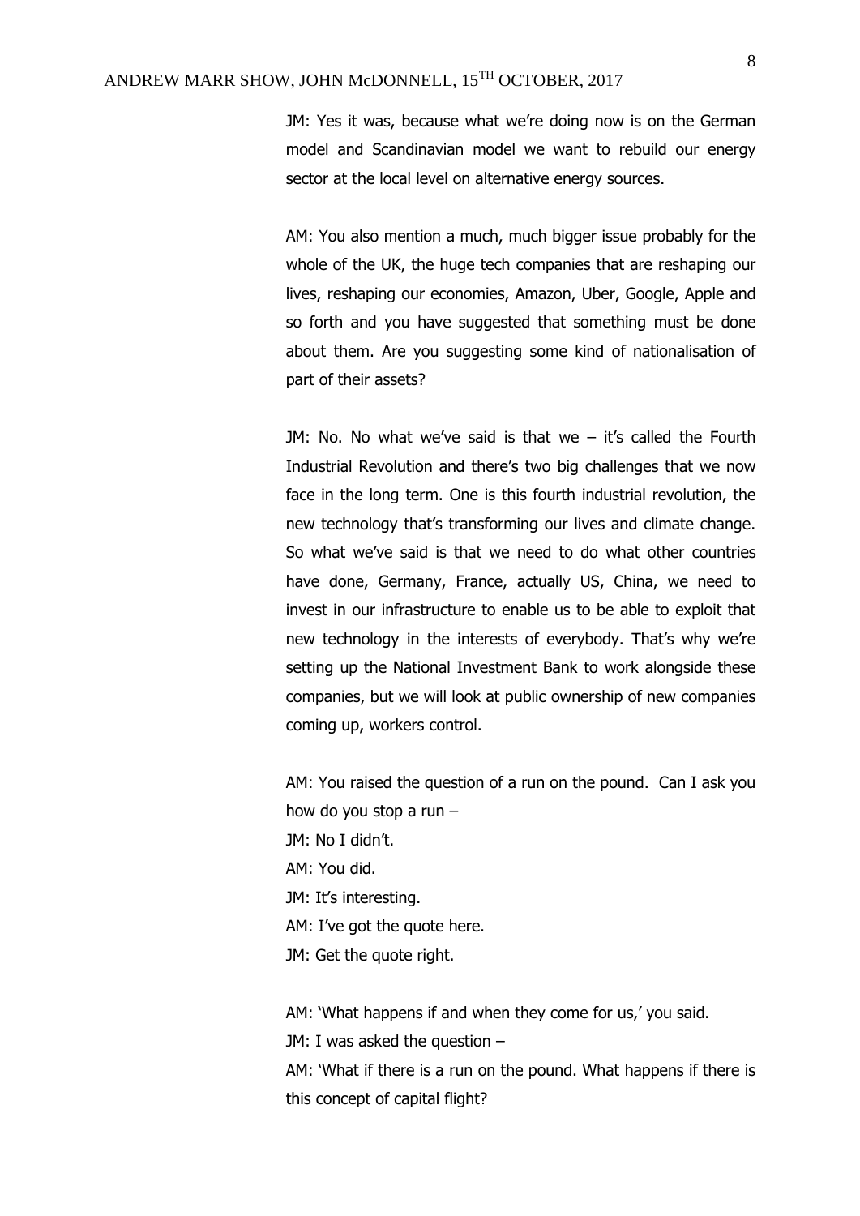JM: Yes it was, because what we're doing now is on the German model and Scandinavian model we want to rebuild our energy sector at the local level on alternative energy sources.

AM: You also mention a much, much bigger issue probably for the whole of the UK, the huge tech companies that are reshaping our lives, reshaping our economies, Amazon, Uber, Google, Apple and so forth and you have suggested that something must be done about them. Are you suggesting some kind of nationalisation of part of their assets?

JM: No. No what we've said is that we – it's called the Fourth Industrial Revolution and there's two big challenges that we now face in the long term. One is this fourth industrial revolution, the new technology that's transforming our lives and climate change. So what we've said is that we need to do what other countries have done, Germany, France, actually US, China, we need to invest in our infrastructure to enable us to be able to exploit that new technology in the interests of everybody. That's why we're setting up the National Investment Bank to work alongside these companies, but we will look at public ownership of new companies coming up, workers control.

AM: You raised the question of a run on the pound. Can I ask you how do you stop a run –

JM: No I didn't.

AM: You did.

JM: It's interesting.

AM: I've got the quote here.

JM: Get the quote right.

AM: 'What happens if and when they come for us,' you said.

JM: I was asked the question –

AM: 'What if there is a run on the pound. What happens if there is this concept of capital flight?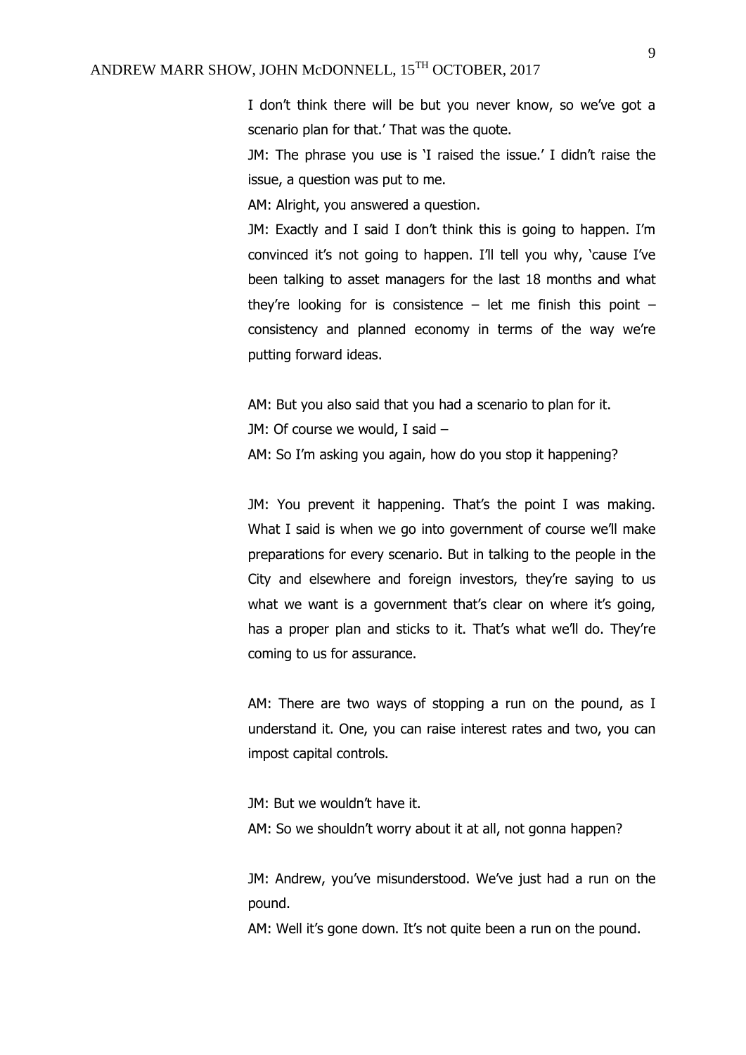I don't think there will be but you never know, so we've got a scenario plan for that.' That was the quote.

JM: The phrase you use is 'I raised the issue.' I didn't raise the issue, a question was put to me.

AM: Alright, you answered a question.

JM: Exactly and I said I don't think this is going to happen. I'm convinced it's not going to happen. I'll tell you why, 'cause I've been talking to asset managers for the last 18 months and what they're looking for is consistence – let me finish this point – consistency and planned economy in terms of the way we're putting forward ideas.

AM: But you also said that you had a scenario to plan for it.

JM: Of course we would, I said –

AM: So I'm asking you again, how do you stop it happening?

JM: You prevent it happening. That's the point I was making. What I said is when we go into government of course we'll make preparations for every scenario. But in talking to the people in the City and elsewhere and foreign investors, they're saying to us what we want is a government that's clear on where it's going, has a proper plan and sticks to it. That's what we'll do. They're coming to us for assurance.

AM: There are two ways of stopping a run on the pound, as I understand it. One, you can raise interest rates and two, you can impost capital controls.

JM: But we wouldn't have it.

AM: So we shouldn't worry about it at all, not gonna happen?

JM: Andrew, you've misunderstood. We've just had a run on the pound.

AM: Well it's gone down. It's not quite been a run on the pound.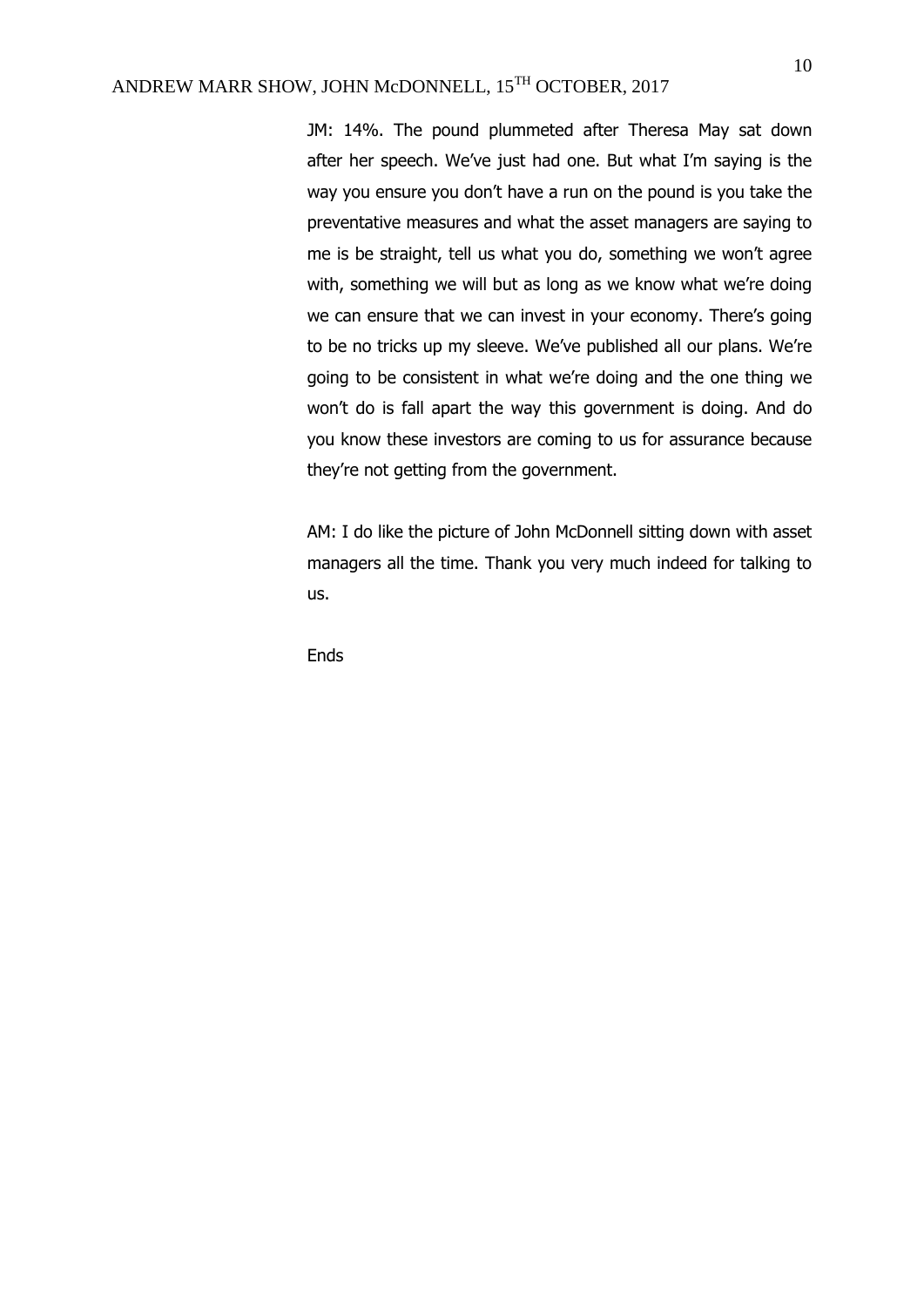JM: 14%. The pound plummeted after Theresa May sat down after her speech. We've just had one. But what I'm saying is the way you ensure you don't have a run on the pound is you take the preventative measures and what the asset managers are saying to me is be straight, tell us what you do, something we won't agree with, something we will but as long as we know what we're doing we can ensure that we can invest in your economy. There's going to be no tricks up my sleeve. We've published all our plans. We're going to be consistent in what we're doing and the one thing we won't do is fall apart the way this government is doing. And do you know these investors are coming to us for assurance because they're not getting from the government.

AM: I do like the picture of John McDonnell sitting down with asset managers all the time. Thank you very much indeed for talking to us.

Ends